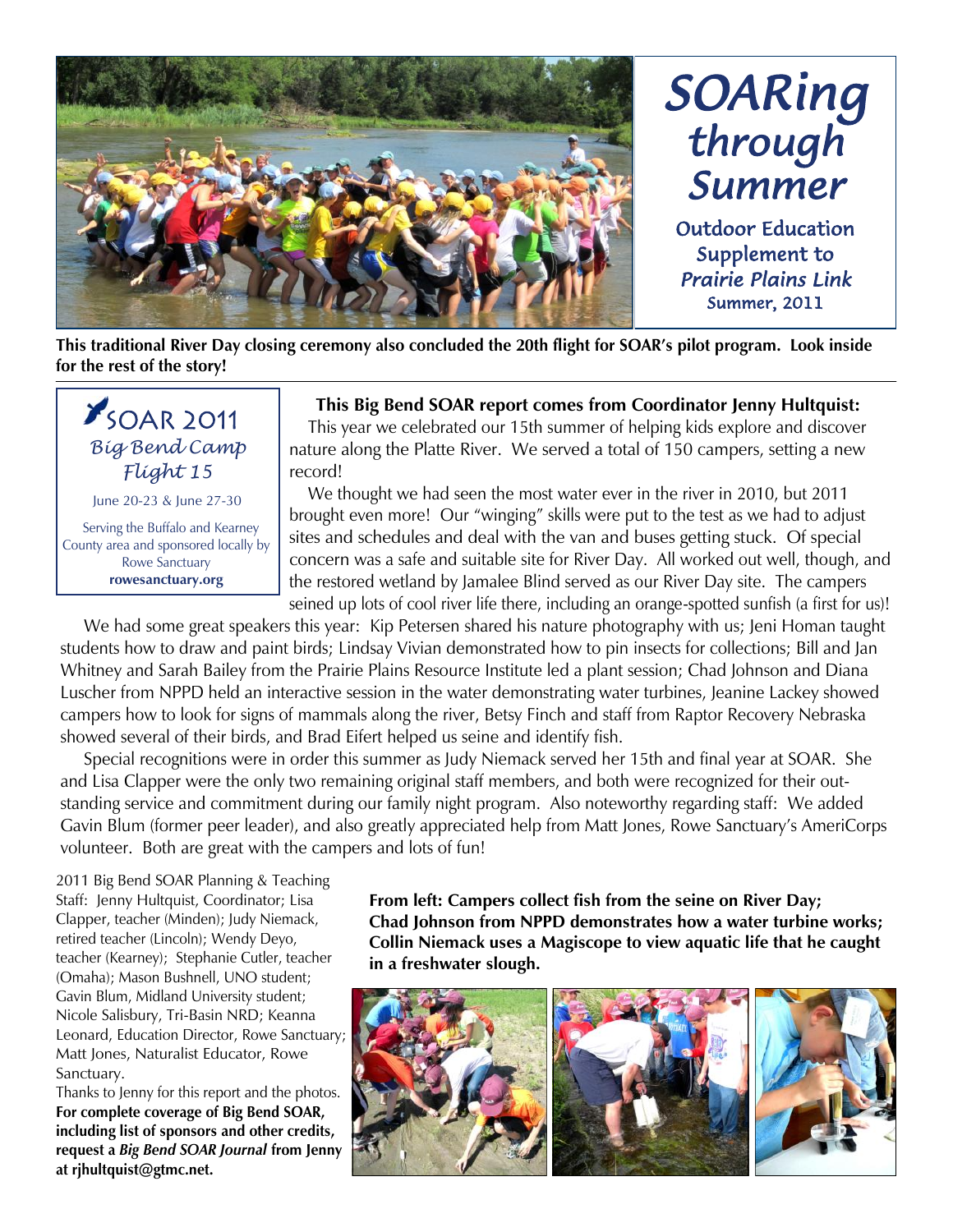# SOARing through Summer

**Outdoor Education Supplement to *Prairie Plains Link***

**Summer, 2011**

**This traditional River Day closing ceremony also concluded the 20th flight for SOAR's pilot program. Look inside for the rest of the story!**

## SOAR 2011
### *Big Bend Camp Flight 15*

June 20-23 & June 27-30

Serving the Buffalo and Kearney County area and sponsored locally by Rowe Sanctuary
**rowesanctuary.org**

**This Big Bend SOAR report comes from Coordinator Jenny Hultquist:**

This year we celebrated our 15th summer of helping kids explore and discover nature along the Platte River. We served a total of 150 campers, setting a new record!

We thought we had seen the most water ever in the river in 2010, but 2011 brought even more! Our "winging" skills were put to the test as we had to adjust sites and schedules and deal with the van and buses getting stuck. Of special concern was a safe and suitable site for River Day. All worked out well, though, and the restored wetland by Jamalee Blind served as our River Day site. The campers seined up lots of cool river life there, including an orange-spotted sunfish (a first for us)!

We had some great speakers this year: Kip Petersen shared his nature photography with us; Jeni Homan taught students how to draw and paint birds; Lindsay Vivian demonstrated how to pin insects for collections; Bill and Jan Whitney and Sarah Bailey from the Prairie Plains Resource Institute led a plant session; Chad Johnson and Diana Luscher from NPPD held an interactive session in the water demonstrating water turbines, Jeanine Lackey showed campers how to look for signs of mammals along the river, Betsy Finch and staff from Raptor Recovery Nebraska showed several of their birds, and Brad Eifert helped us seine and identify fish.

Special recognitions were in order this summer as Judy Niemack served her 15th and final year at SOAR. She and Lisa Clapper were the only two remaining original staff members, and both were recognized for their outstanding service and commitment during our family night program. Also noteworthy regarding staff: We added Gavin Blum (former peer leader), and also greatly appreciated help from Matt Jones, Rowe Sanctuary's AmeriCorps volunteer. Both are great with the campers and lots of fun!

2011 Big Bend SOAR Planning & Teaching Staff: Jenny Hultquist, Coordinator; Lisa Clapper, teacher (Minden); Judy Niemack, retired teacher (Lincoln); Wendy Deyo, teacher (Kearney); Stephanie Cutler, teacher (Omaha); Mason Bushnell, UNO student; Gavin Blum, Midland University student; Nicole Salisbury, Tri-Basin NRD; Keanna Leonard, Education Director, Rowe Sanctuary; Matt Jones, Naturalist Educator, Rowe Sanctuary.

Thanks to Jenny for this report and the photos. **For complete coverage of Big Bend SOAR, including list of sponsors and other credits, request a *Big Bend SOAR Journal* from Jenny at rjhultquist@gtmc.net.**

**From left: Campers collect fish from the seine on River Day; Chad Johnson from NPPD demonstrates how a water turbine works; Collin Niemack uses a Magiscope to view aquatic life that he caught in a freshwater slough.**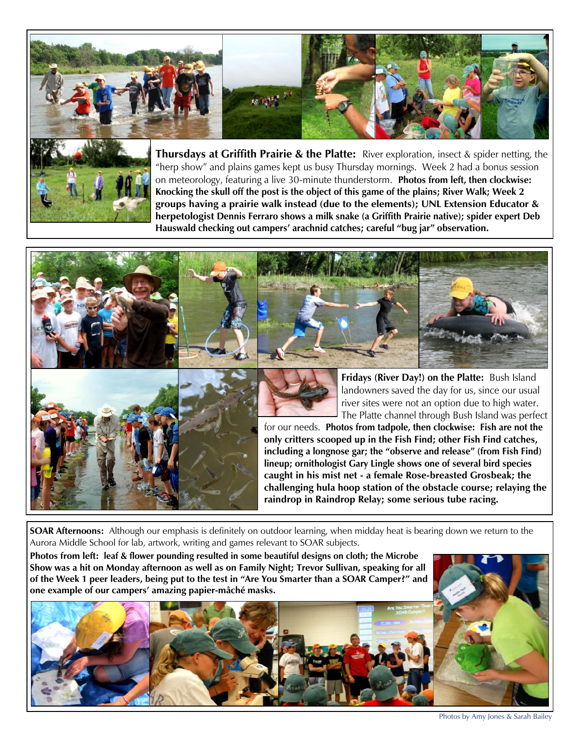**Thursdays at Griffith Prairie & the Platte:** River exploration, insect & spider netting, the "herp show" and plains games kept us busy Thursday mornings. Week 2 had a bonus session on meteorology, featuring a live 30-minute thunderstorm. **Photos from left, then clockwise: Knocking the skull off the post is the object of this game of the plains; River Walk; Week 2 groups having a prairie walk instead (due to the elements); UNL Extension Educator & herpetologist Dennis Ferraro shows a milk snake (a Griffith Prairie native); spider expert Deb Hauswald checking out campers' arachnid catches; careful "bug jar" observation.**

**Fridays (River Day!) on the Platte:** Bush Island landowners saved the day for us, since our usual river sites were not an option due to high water. The Platte channel through Bush Island was perfect for our needs. **Photos from tadpole, then clockwise: Fish are not the only critters scooped up in the Fish Find; other Fish Find catches, including a longnose gar; the "observe and release" (from Fish Find) lineup; ornithologist Gary Lingle shows one of several bird species caught in his mist net - a female Rose-breasted Grosbeak; the challenging hula hoop station of the obstacle course; relaying the raindrop in Raindrop Relay; some serious tube racing.**

**SOAR Afternoons:** Although our emphasis is definitely on outdoor learning, when midday heat is bearing down we return to the Aurora Middle School for lab, artwork, writing and games relevant to SOAR subjects.

**Photos from left: leaf & flower pounding resulted in some beautiful designs on cloth; the Microbe Show was a hit on Monday afternoon as well as on Family Night; Trevor Sullivan, speaking for all of the Week 1 peer leaders, being put to the test in "Are You Smarter than a SOAR Camper?" and one example of our campers' amazing papier-mâché masks.**

Photos by Amy Jones & Sarah Bailey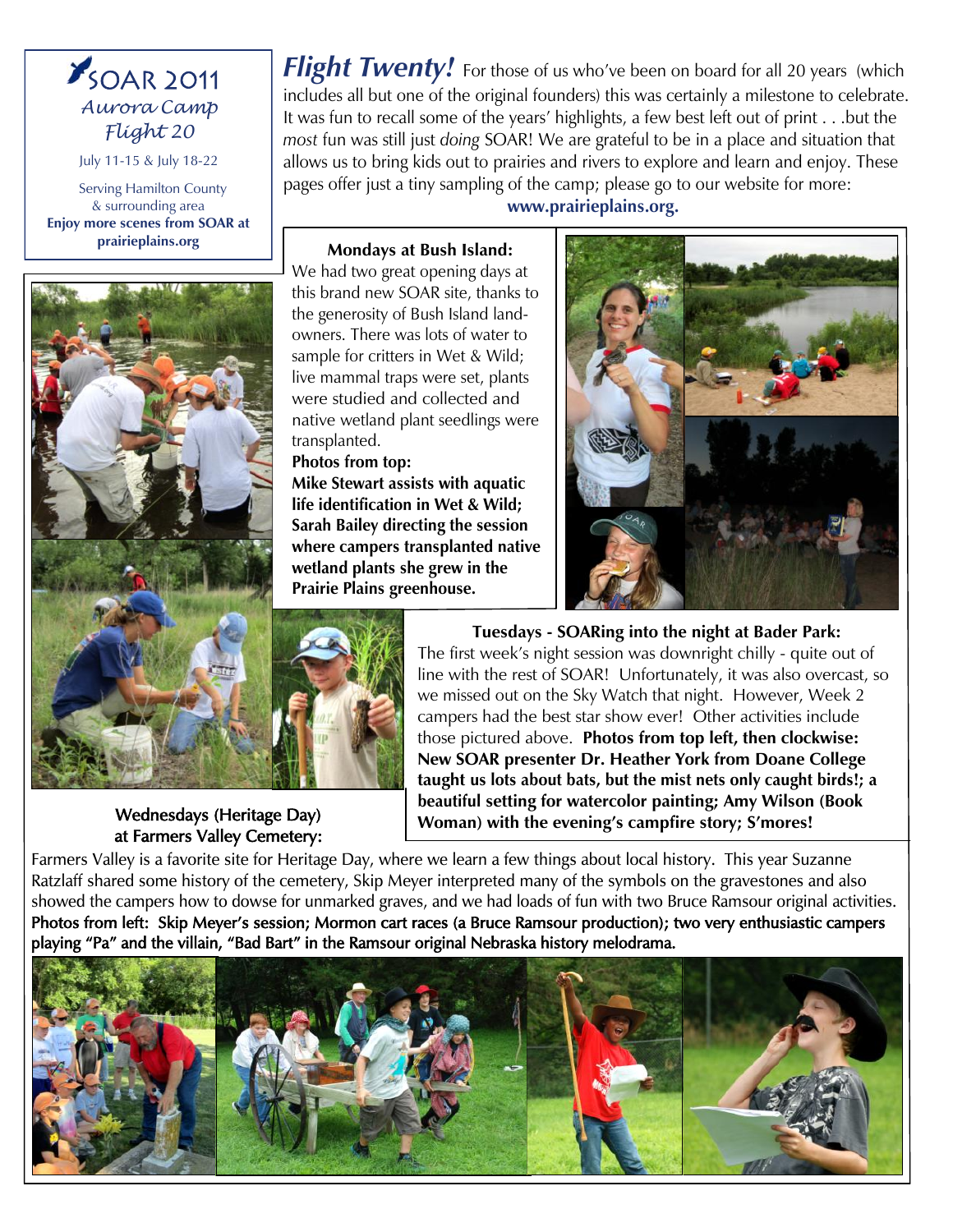# SOAR 2011

## *Aurora Camp Flight 20*

July 11-15 & July 18-22

Serving Hamilton County & surrounding area

**Enjoy more scenes from SOAR at prairieplains.org**

***Flight Twenty!*** For those of us who've been on board for all 20 years (which includes all but one of the original founders) this was certainly a milestone to celebrate. It was fun to recall some of the years' highlights, a few best left out of print . . .but the *most* fun was still just *doing* SOAR! We are grateful to be in a place and situation that allows us to bring kids out to prairies and rivers to explore and learn and enjoy. These pages offer just a tiny sampling of the camp; please go to our website for more: **www.prairieplains.org.**

### Mondays at Bush Island:

We had two great opening days at this brand new SOAR site, thanks to the generosity of Bush Island landowners. There was lots of water to sample for critters in Wet & Wild; live mammal traps were set, plants were studied and collected and native wetland plant seedlings were transplanted.

**Photos from top:**
**Mike Stewart assists with aquatic life identification in Wet & Wild; Sarah Bailey directing the session where campers transplanted native wetland plants she grew in the Prairie Plains greenhouse.**

### Tuesdays - SOARing into the night at Bader Park:

The first week's night session was downright chilly - quite out of line with the rest of SOAR! Unfortunately, it was also overcast, so we missed out on the Sky Watch that night. However, Week 2 campers had the best star show ever! Other activities include those pictured above. **Photos from top left, then clockwise: New SOAR presenter Dr. Heather York from Doane College taught us lots about bats, but the mist nets only caught birds!; a beautiful setting for watercolor painting; Amy Wilson (Book Woman) with the evening's campfire story; S'mores!**

### Wednesdays (Heritage Day) at Farmers Valley Cemetery:

Farmers Valley is a favorite site for Heritage Day, where we learn a few things about local history. This year Suzanne Ratzlaff shared some history of the cemetery, Skip Meyer interpreted many of the symbols on the gravestones and also showed the campers how to dowse for unmarked graves, and we had loads of fun with two Bruce Ramsour original activities.

**Photos from left: Skip Meyer's session; Mormon cart races (a Bruce Ramsour production); two very enthusiastic campers playing "Pa" and the villain, "Bad Bart" in the Ramsour original Nebraska history melodrama.**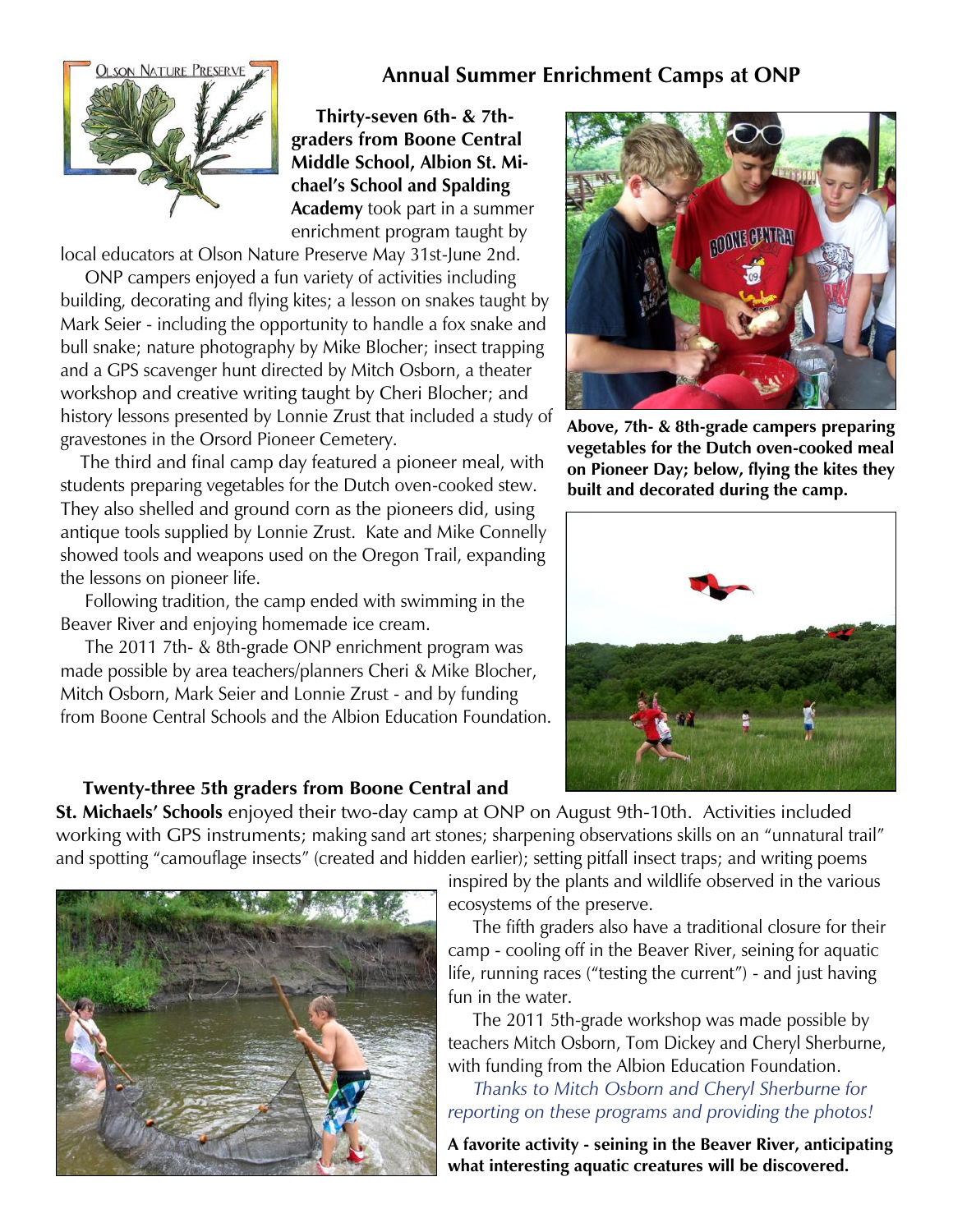## Annual Summer Enrichment Camps at ONP

**Thirty-seven 6th- & 7th-graders from Boone Central Middle School, Albion St. Michael's School and Spalding Academy** took part in a summer enrichment program taught by local educators at Olson Nature Preserve May 31st-June 2nd.

ONP campers enjoyed a fun variety of activities including building, decorating and flying kites; a lesson on snakes taught by Mark Seier - including the opportunity to handle a fox snake and bull snake; nature photography by Mike Blocher; insect trapping and a GPS scavenger hunt directed by Mitch Osborn, a theater workshop and creative writing taught by Cheri Blocher; and history lessons presented by Lonnie Zrust that included a study of gravestones in the Orsord Pioneer Cemetery.

The third and final camp day featured a pioneer meal, with students preparing vegetables for the Dutch oven-cooked stew. They also shelled and ground corn as the pioneers did, using antique tools supplied by Lonnie Zrust. Kate and Mike Connelly showed tools and weapons used on the Oregon Trail, expanding the lessons on pioneer life.

Following tradition, the camp ended with swimming in the Beaver River and enjoying homemade ice cream.

The 2011 7th- & 8th-grade ONP enrichment program was made possible by area teachers/planners Cheri & Mike Blocher, Mitch Osborn, Mark Seier and Lonnie Zrust - and by funding from Boone Central Schools and the Albion Education Foundation.

**Above, 7th- & 8th-grade campers preparing vegetables for the Dutch oven-cooked meal on Pioneer Day; below, flying the kites they built and decorated during the camp.**

**Twenty-three 5th graders from Boone Central and St. Michaels' Schools** enjoyed their two-day camp at ONP on August 9th-10th. Activities included working with GPS instruments; making sand art stones; sharpening observations skills on an "unnatural trail" and spotting "camouflage insects" (created and hidden earlier); setting pitfall insect traps; and writing poems inspired by the plants and wildlife observed in the various ecosystems of the preserve.

The fifth graders also have a traditional closure for their camp - cooling off in the Beaver River, seining for aquatic life, running races ("testing the current") - and just having fun in the water.

The 2011 5th-grade workshop was made possible by teachers Mitch Osborn, Tom Dickey and Cheryl Sherburne, with funding from the Albion Education Foundation.

*Thanks to Mitch Osborn and Cheryl Sherburne for reporting on these programs and providing the photos!*

**A favorite activity - seining in the Beaver River, anticipating what interesting aquatic creatures will be discovered.**